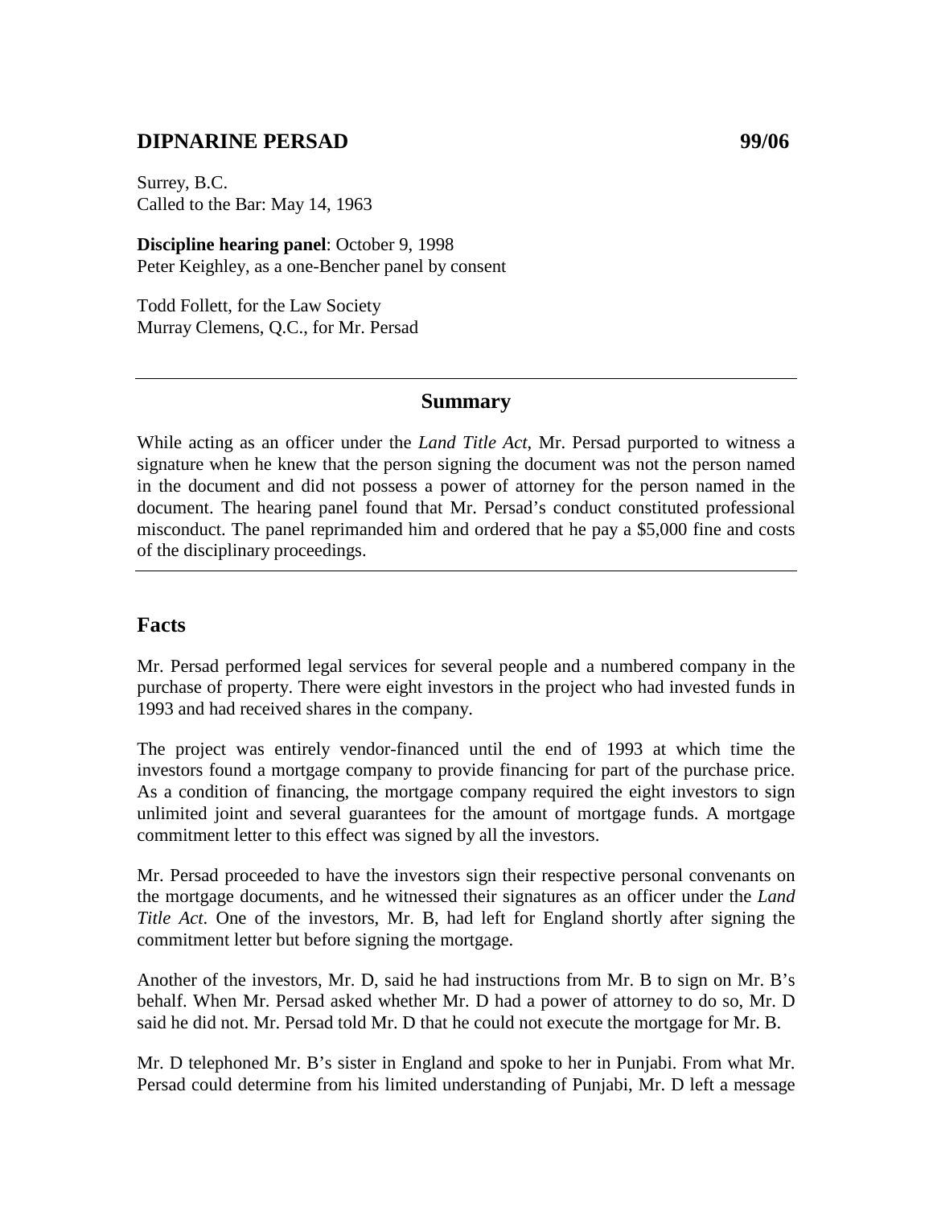# DIPNARINE PERSAD 99/06

Surrey, B.C.
Called to the Bar: May 14, 1963

**Discipline hearing panel**: October 9, 1998
Peter Keighley, as a one-Bencher panel by consent

Todd Follett, for the Law Society
Murray Clemens, Q.C., for Mr. Persad

---

## Summary

While acting as an officer under the *Land Title Act*, Mr. Persad purported to witness a signature when he knew that the person signing the document was not the person named in the document and did not possess a power of attorney for the person named in the document. The hearing panel found that Mr. Persad's conduct constituted professional misconduct. The panel reprimanded him and ordered that he pay a $5,000 fine and costs of the disciplinary proceedings.

---

## Facts

Mr. Persad performed legal services for several people and a numbered company in the purchase of property. There were eight investors in the project who had invested funds in 1993 and had received shares in the company.

The project was entirely vendor-financed until the end of 1993 at which time the investors found a mortgage company to provide financing for part of the purchase price. As a condition of financing, the mortgage company required the eight investors to sign unlimited joint and several guarantees for the amount of mortgage funds. A mortgage commitment letter to this effect was signed by all the investors.

Mr. Persad proceeded to have the investors sign their respective personal convenants on the mortgage documents, and he witnessed their signatures as an officer under the *Land Title Act*. One of the investors, Mr. B, had left for England shortly after signing the commitment letter but before signing the mortgage.

Another of the investors, Mr. D, said he had instructions from Mr. B to sign on Mr. B's behalf. When Mr. Persad asked whether Mr. D had a power of attorney to do so, Mr. D said he did not. Mr. Persad told Mr. D that he could not execute the mortgage for Mr. B.

Mr. D telephoned Mr. B's sister in England and spoke to her in Punjabi. From what Mr. Persad could determine from his limited understanding of Punjabi, Mr. D left a message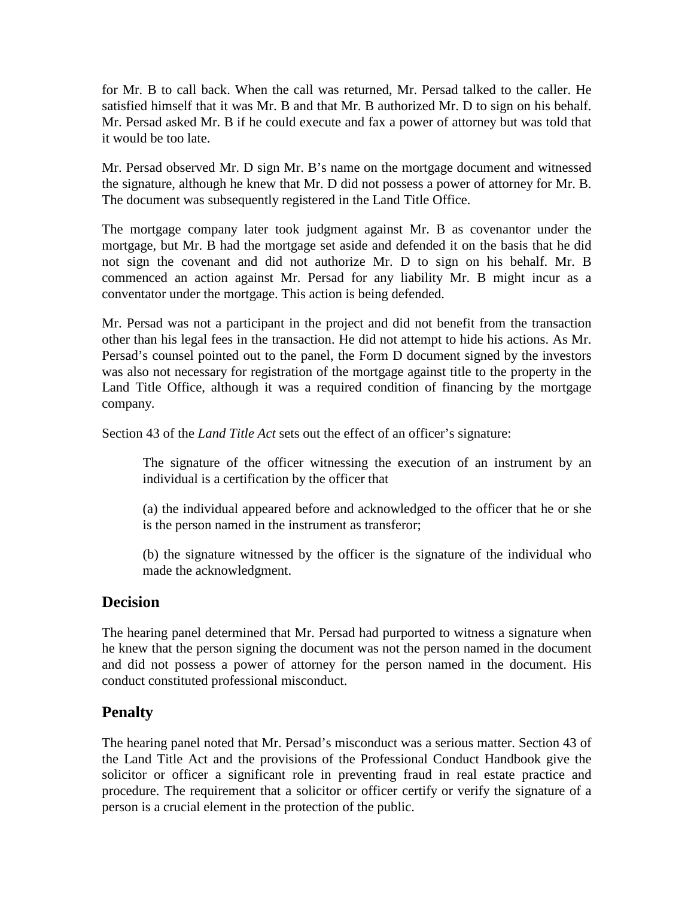for Mr. B to call back. When the call was returned, Mr. Persad talked to the caller. He satisfied himself that it was Mr. B and that Mr. B authorized Mr. D to sign on his behalf. Mr. Persad asked Mr. B if he could execute and fax a power of attorney but was told that it would be too late.

Mr. Persad observed Mr. D sign Mr. B's name on the mortgage document and witnessed the signature, although he knew that Mr. D did not possess a power of attorney for Mr. B. The document was subsequently registered in the Land Title Office.

The mortgage company later took judgment against Mr. B as covenantor under the mortgage, but Mr. B had the mortgage set aside and defended it on the basis that he did not sign the covenant and did not authorize Mr. D to sign on his behalf. Mr. B commenced an action against Mr. Persad for any liability Mr. B might incur as a conventator under the mortgage. This action is being defended.

Mr. Persad was not a participant in the project and did not benefit from the transaction other than his legal fees in the transaction. He did not attempt to hide his actions. As Mr. Persad's counsel pointed out to the panel, the Form D document signed by the investors was also not necessary for registration of the mortgage against title to the property in the Land Title Office, although it was a required condition of financing by the mortgage company.

Section 43 of the *Land Title Act* sets out the effect of an officer's signature:

> The signature of the officer witnessing the execution of an instrument by an individual is a certification by the officer that
>
> (a) the individual appeared before and acknowledged to the officer that he or she is the person named in the instrument as transferor;
>
> (b) the signature witnessed by the officer is the signature of the individual who made the acknowledgment.

## Decision

The hearing panel determined that Mr. Persad had purported to witness a signature when he knew that the person signing the document was not the person named in the document and did not possess a power of attorney for the person named in the document. His conduct constituted professional misconduct.

## Penalty

The hearing panel noted that Mr. Persad's misconduct was a serious matter. Section 43 of the Land Title Act and the provisions of the Professional Conduct Handbook give the solicitor or officer a significant role in preventing fraud in real estate practice and procedure. The requirement that a solicitor or officer certify or verify the signature of a person is a crucial element in the protection of the public.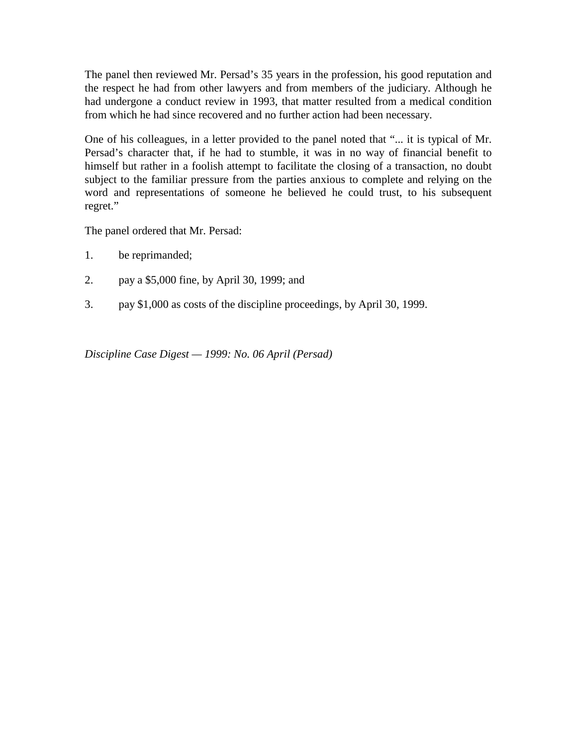The panel then reviewed Mr. Persad's 35 years in the profession, his good reputation and the respect he had from other lawyers and from members of the judiciary. Although he had undergone a conduct review in 1993, that matter resulted from a medical condition from which he had since recovered and no further action had been necessary.

One of his colleagues, in a letter provided to the panel noted that "... it is typical of Mr. Persad's character that, if he had to stumble, it was in no way of financial benefit to himself but rather in a foolish attempt to facilitate the closing of a transaction, no doubt subject to the familiar pressure from the parties anxious to complete and relying on the word and representations of someone he believed he could trust, to his subsequent regret."

The panel ordered that Mr. Persad:

1. be reprimanded;

2. pay a $5,000 fine, by April 30, 1999; and

3. pay $1,000 as costs of the discipline proceedings, by April 30, 1999.

*Discipline Case Digest — 1999: No. 06 April (Persad)*